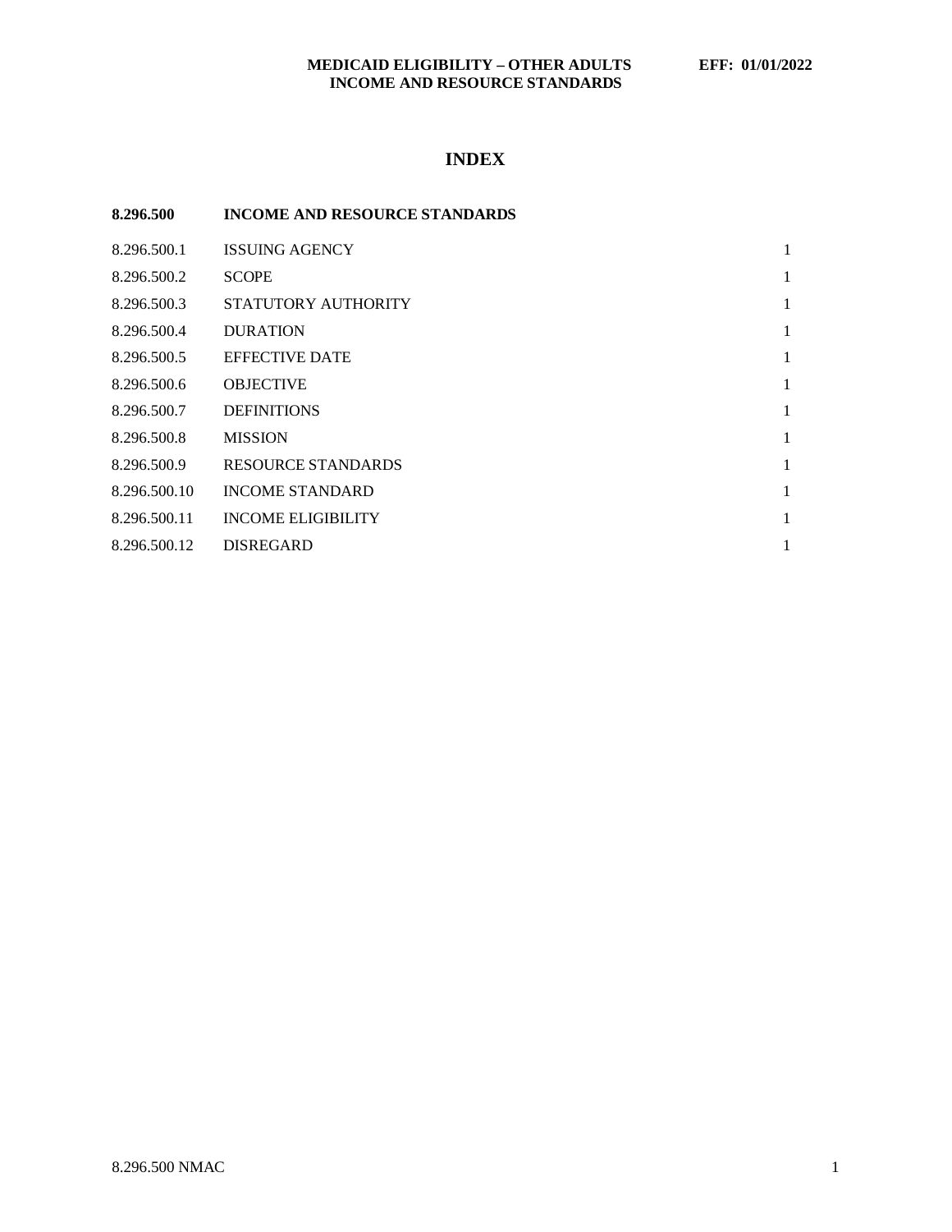MEDICAID ELIGIBILITY – OTHER ADULTS INCOME AND RESOURCE STANDARDS EFF: 01/01/2022

# INDEX

| **8.296.500** | **INCOME AND RESOURCE STANDARDS** | |
|---|---|---|
| 8.296.500.1 | ISSUING AGENCY | 1 |
| 8.296.500.2 | SCOPE | 1 |
| 8.296.500.3 | STATUTORY AUTHORITY | 1 |
| 8.296.500.4 | DURATION | 1 |
| 8.296.500.5 | EFFECTIVE DATE | 1 |
| 8.296.500.6 | OBJECTIVE | 1 |
| 8.296.500.7 | DEFINITIONS | 1 |
| 8.296.500.8 | MISSION | 1 |
| 8.296.500.9 | RESOURCE STANDARDS | 1 |
| 8.296.500.10 | INCOME STANDARD | 1 |
| 8.296.500.11 | INCOME ELIGIBILITY | 1 |
| 8.296.500.12 | DISREGARD | 1 |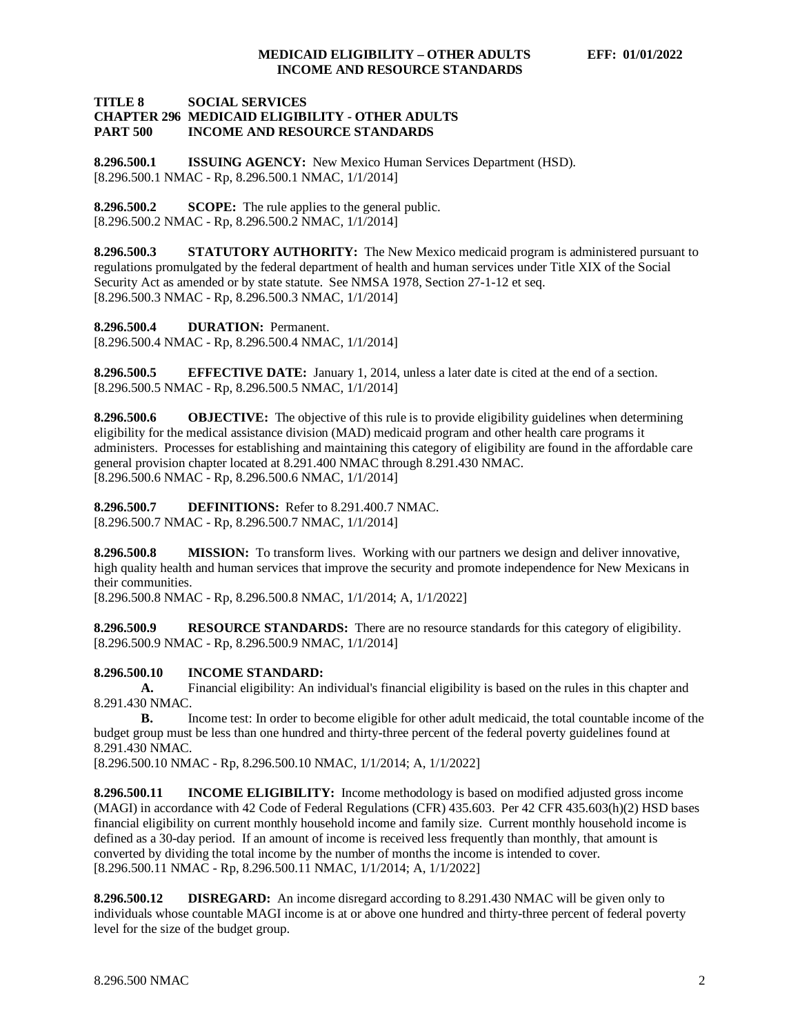**TITLE 8 SOCIAL SERVICES**
**CHAPTER 296 MEDICAID ELIGIBILITY - OTHER ADULTS**
**PART 500 INCOME AND RESOURCE STANDARDS**

**8.296.500.1 ISSUING AGENCY:** New Mexico Human Services Department (HSD).
[8.296.500.1 NMAC - Rp, 8.296.500.1 NMAC, 1/1/2014]

**8.296.500.2 SCOPE:** The rule applies to the general public.
[8.296.500.2 NMAC - Rp, 8.296.500.2 NMAC, 1/1/2014]

**8.296.500.3 STATUTORY AUTHORITY:** The New Mexico medicaid program is administered pursuant to regulations promulgated by the federal department of health and human services under Title XIX of the Social Security Act as amended or by state statute. See NMSA 1978, Section 27-1-12 et seq.
[8.296.500.3 NMAC - Rp, 8.296.500.3 NMAC, 1/1/2014]

**8.296.500.4 DURATION:** Permanent.
[8.296.500.4 NMAC - Rp, 8.296.500.4 NMAC, 1/1/2014]

**8.296.500.5 EFFECTIVE DATE:** January 1, 2014, unless a later date is cited at the end of a section.
[8.296.500.5 NMAC - Rp, 8.296.500.5 NMAC, 1/1/2014]

**8.296.500.6 OBJECTIVE:** The objective of this rule is to provide eligibility guidelines when determining eligibility for the medical assistance division (MAD) medicaid program and other health care programs it administers. Processes for establishing and maintaining this category of eligibility are found in the affordable care general provision chapter located at 8.291.400 NMAC through 8.291.430 NMAC.
[8.296.500.6 NMAC - Rp, 8.296.500.6 NMAC, 1/1/2014]

**8.296.500.7 DEFINITIONS:** Refer to 8.291.400.7 NMAC.
[8.296.500.7 NMAC - Rp, 8.296.500.7 NMAC, 1/1/2014]

**8.296.500.8 MISSION:** To transform lives. Working with our partners we design and deliver innovative, high quality health and human services that improve the security and promote independence for New Mexicans in their communities.
[8.296.500.8 NMAC - Rp, 8.296.500.8 NMAC, 1/1/2014; A, 1/1/2022]

**8.296.500.9 RESOURCE STANDARDS:** There are no resource standards for this category of eligibility.
[8.296.500.9 NMAC - Rp, 8.296.500.9 NMAC, 1/1/2014]

**8.296.500.10 INCOME STANDARD:**

**A.** Financial eligibility: An individual's financial eligibility is based on the rules in this chapter and 8.291.430 NMAC.

**B.** Income test: In order to become eligible for other adult medicaid, the total countable income of the budget group must be less than one hundred and thirty-three percent of the federal poverty guidelines found at 8.291.430 NMAC.

[8.296.500.10 NMAC - Rp, 8.296.500.10 NMAC, 1/1/2014; A, 1/1/2022]

**8.296.500.11 INCOME ELIGIBILITY:** Income methodology is based on modified adjusted gross income (MAGI) in accordance with 42 Code of Federal Regulations (CFR) 435.603. Per 42 CFR 435.603(h)(2) HSD bases financial eligibility on current monthly household income and family size. Current monthly household income is defined as a 30-day period. If an amount of income is received less frequently than monthly, that amount is converted by dividing the total income by the number of months the income is intended to cover.
[8.296.500.11 NMAC - Rp, 8.296.500.11 NMAC, 1/1/2014; A, 1/1/2022]

**8.296.500.12 DISREGARD:** An income disregard according to 8.291.430 NMAC will be given only to individuals whose countable MAGI income is at or above one hundred and thirty-three percent of federal poverty level for the size of the budget group.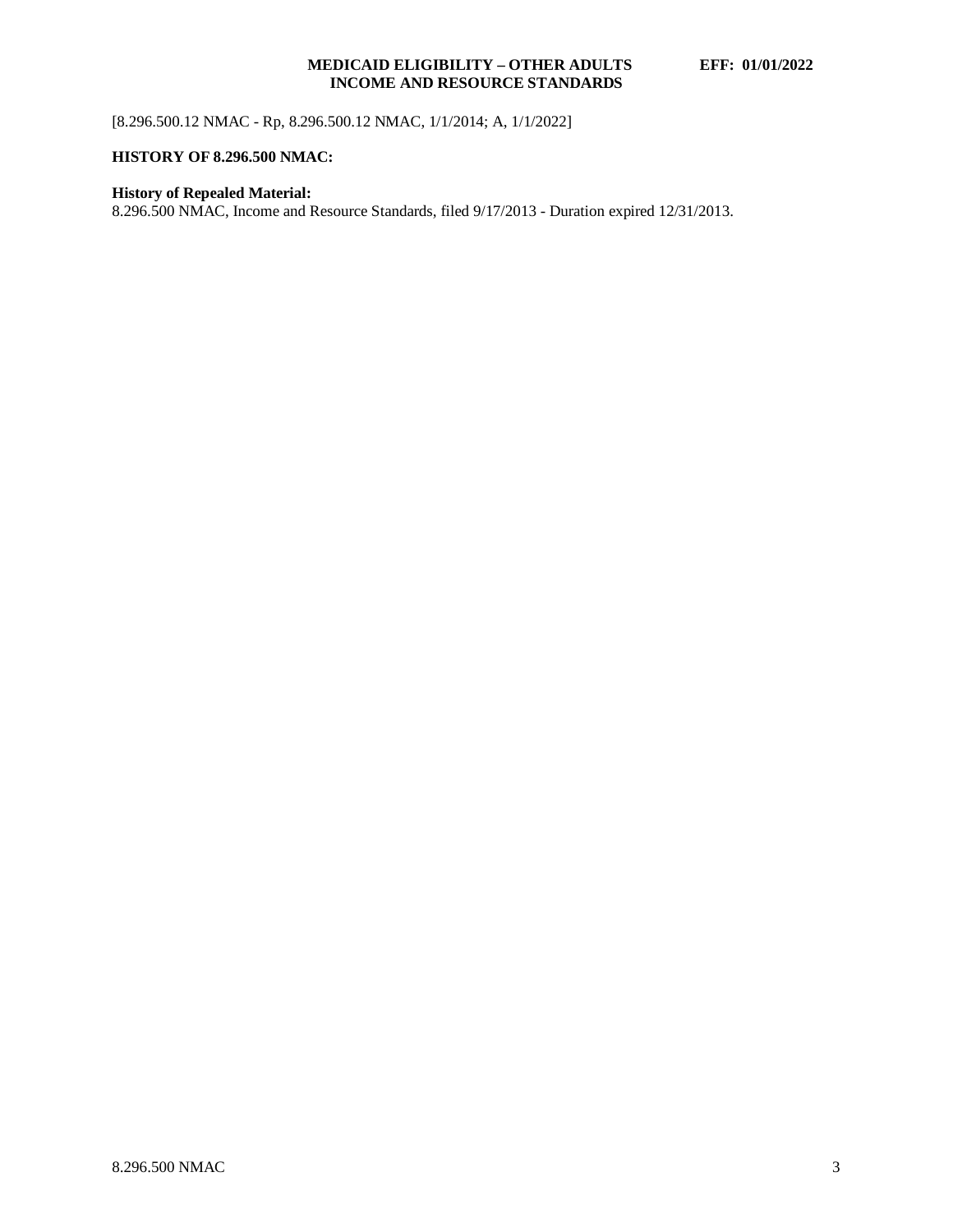[8.296.500.12 NMAC - Rp, 8.296.500.12 NMAC, 1/1/2014; A, 1/1/2022]

**HISTORY OF 8.296.500 NMAC:**

**History of Repealed Material:**
8.296.500 NMAC, Income and Resource Standards, filed 9/17/2013 - Duration expired 12/31/2013.